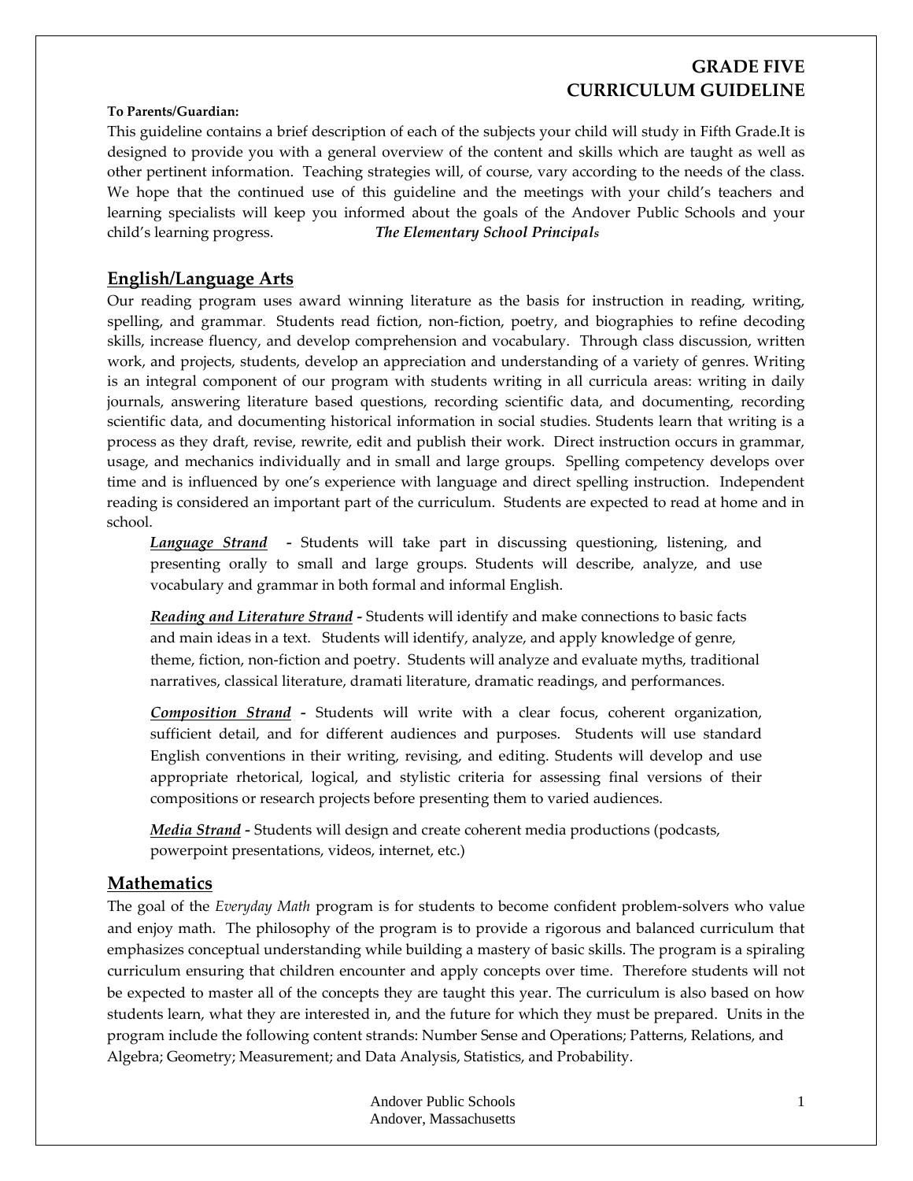# GRADE FIVE
# CURRICULUM GUIDELINE

**To Parents/Guardian:**

This guideline contains a brief description of each of the subjects your child will study in Fifth Grade.It is designed to provide you with a general overview of the content and skills which are taught as well as other pertinent information. Teaching strategies will, of course, vary according to the needs of the class. We hope that the continued use of this guideline and the meetings with your child's teachers and learning specialists will keep you informed about the goals of the Andover Public Schools and your child's learning progress. ***The Elementary School Principals***

## English/Language Arts

Our reading program uses award winning literature as the basis for instruction in reading, writing, spelling, and grammar. Students read fiction, non-fiction, poetry, and biographies to refine decoding skills, increase fluency, and develop comprehension and vocabulary. Through class discussion, written work, and projects, students, develop an appreciation and understanding of a variety of genres. Writing is an integral component of our program with students writing in all curricula areas: writing in daily journals, answering literature based questions, recording scientific data, and documenting, recording scientific data, and documenting historical information in social studies. Students learn that writing is a process as they draft, revise, rewrite, edit and publish their work. Direct instruction occurs in grammar, usage, and mechanics individually and in small and large groups. Spelling competency develops over time and is influenced by one's experience with language and direct spelling instruction. Independent reading is considered an important part of the curriculum. Students are expected to read at home and in school.

***Language Strand*** **-** Students will take part in discussing questioning, listening, and presenting orally to small and large groups. Students will describe, analyze, and use vocabulary and grammar in both formal and informal English.

***Reading and Literature Strand*** **-** Students will identify and make connections to basic facts and main ideas in a text. Students will identify, analyze, and apply knowledge of genre, theme, fiction, non-fiction and poetry. Students will analyze and evaluate myths, traditional narratives, classical literature, dramati literature, dramatic readings, and performances.

***Composition Strand*** **-** Students will write with a clear focus, coherent organization, sufficient detail, and for different audiences and purposes. Students will use standard English conventions in their writing, revising, and editing. Students will develop and use appropriate rhetorical, logical, and stylistic criteria for assessing final versions of their compositions or research projects before presenting them to varied audiences.

***Media Strand*** **-** Students will design and create coherent media productions (podcasts, powerpoint presentations, videos, internet, etc.)

## Mathematics

The goal of the *Everyday Math* program is for students to become confident problem-solvers who value and enjoy math. The philosophy of the program is to provide a rigorous and balanced curriculum that emphasizes conceptual understanding while building a mastery of basic skills. The program is a spiraling curriculum ensuring that children encounter and apply concepts over time. Therefore students will not be expected to master all of the concepts they are taught this year. The curriculum is also based on how students learn, what they are interested in, and the future for which they must be prepared. Units in the program include the following content strands: Number Sense and Operations; Patterns, Relations, and Algebra; Geometry; Measurement; and Data Analysis, Statistics, and Probability.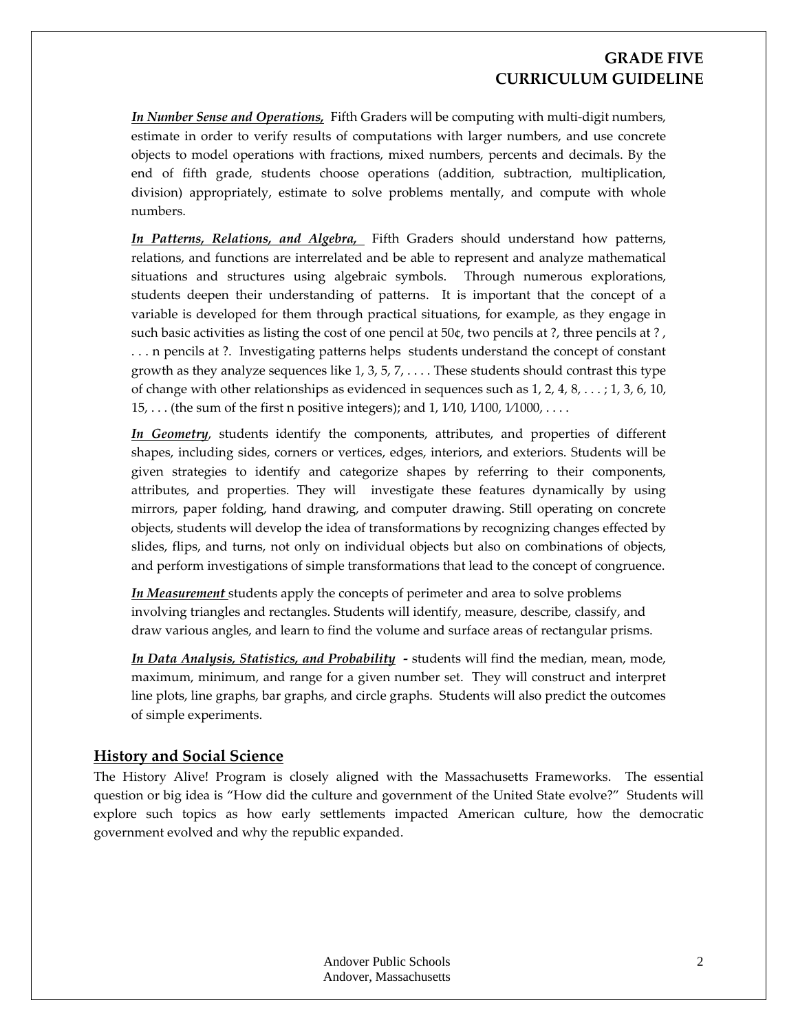***In Number Sense and Operations,*** Fifth Graders will be computing with multi-digit numbers, estimate in order to verify results of computations with larger numbers, and use concrete objects to model operations with fractions, mixed numbers, percents and decimals. By the end of fifth grade, students choose operations (addition, subtraction, multiplication, division) appropriately, estimate to solve problems mentally, and compute with whole numbers.

***In Patterns, Relations, and Algebra,*** Fifth Graders should understand how patterns, relations, and functions are interrelated and be able to represent and analyze mathematical situations and structures using algebraic symbols. Through numerous explorations, students deepen their understanding of patterns. It is important that the concept of a variable is developed for them through practical situations, for example, as they engage in such basic activities as listing the cost of one pencil at 50¢, two pencils at ?, three pencils at ? , . . . n pencils at ?. Investigating patterns helps students understand the concept of constant growth as they analyze sequences like 1, 3, 5, 7, . . . . These students should contrast this type of change with other relationships as evidenced in sequences such as 1, 2, 4, 8, . . . ; 1, 3, 6, 10, 15, . . . (the sum of the first n positive integers); and 1, 1⁄10, 1⁄100, 1⁄1000, . . . .

***In Geometry***, students identify the components, attributes, and properties of different shapes, including sides, corners or vertices, edges, interiors, and exteriors. Students will be given strategies to identify and categorize shapes by referring to their components, attributes, and properties. They will investigate these features dynamically by using mirrors, paper folding, hand drawing, and computer drawing. Still operating on concrete objects, students will develop the idea of transformations by recognizing changes effected by slides, flips, and turns, not only on individual objects but also on combinations of objects, and perform investigations of simple transformations that lead to the concept of congruence.

***In Measurement*** students apply the concepts of perimeter and area to solve problems involving triangles and rectangles. Students will identify, measure, describe, classify, and draw various angles, and learn to find the volume and surface areas of rectangular prisms.

***In Data Analysis, Statistics, and Probability*** - students will find the median, mean, mode, maximum, minimum, and range for a given number set. They will construct and interpret line plots, line graphs, bar graphs, and circle graphs. Students will also predict the outcomes of simple experiments.

## History and Social Science

The History Alive! Program is closely aligned with the Massachusetts Frameworks. The essential question or big idea is "How did the culture and government of the United State evolve?" Students will explore such topics as how early settlements impacted American culture, how the democratic government evolved and why the republic expanded.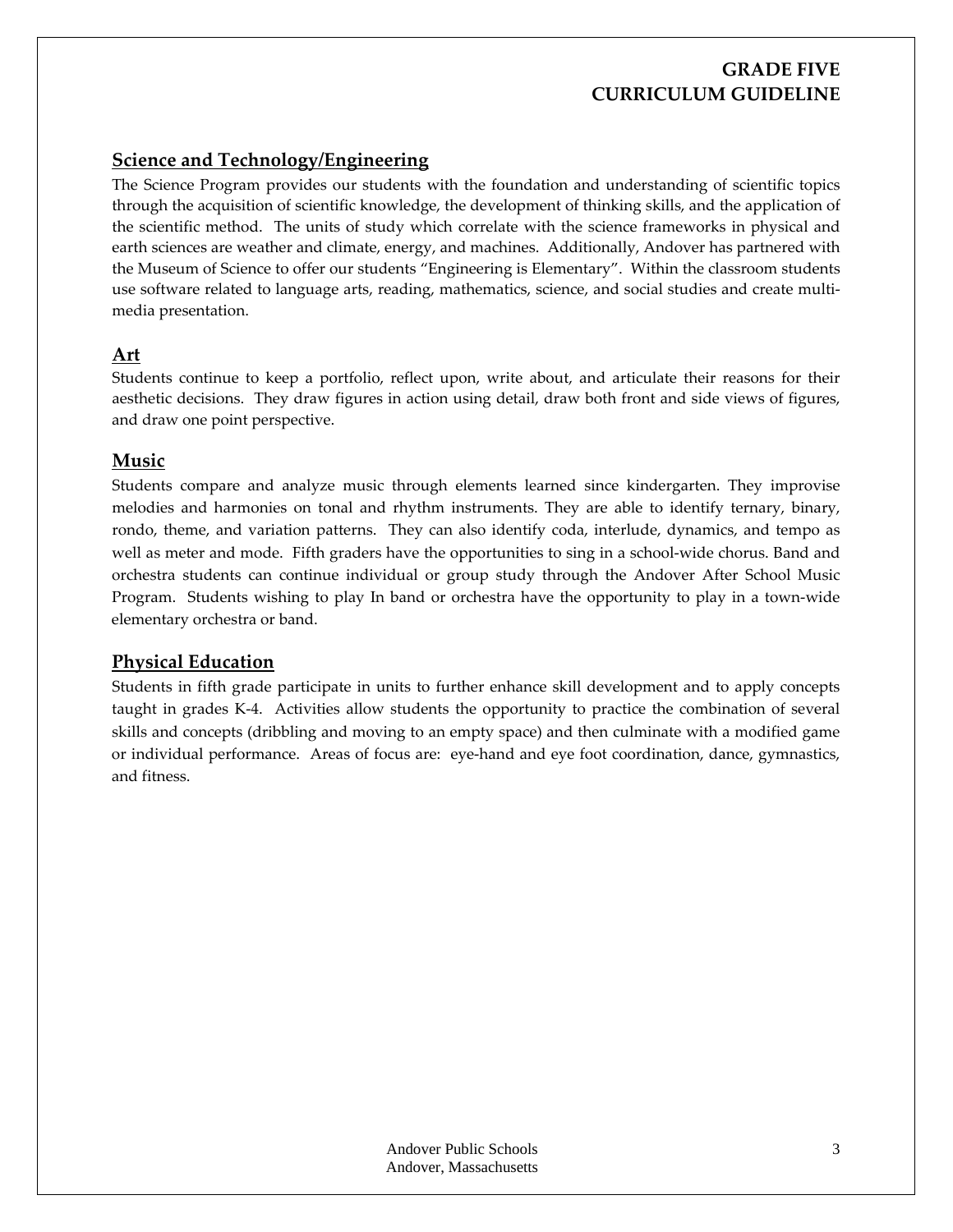## Science and Technology/Engineering

The Science Program provides our students with the foundation and understanding of scientific topics through the acquisition of scientific knowledge, the development of thinking skills, and the application of the scientific method. The units of study which correlate with the science frameworks in physical and earth sciences are weather and climate, energy, and machines. Additionally, Andover has partnered with the Museum of Science to offer our students "Engineering is Elementary". Within the classroom students use software related to language arts, reading, mathematics, science, and social studies and create multi-media presentation.

## Art

Students continue to keep a portfolio, reflect upon, write about, and articulate their reasons for their aesthetic decisions. They draw figures in action using detail, draw both front and side views of figures, and draw one point perspective.

## Music

Students compare and analyze music through elements learned since kindergarten. They improvise melodies and harmonies on tonal and rhythm instruments. They are able to identify ternary, binary, rondo, theme, and variation patterns. They can also identify coda, interlude, dynamics, and tempo as well as meter and mode. Fifth graders have the opportunities to sing in a school-wide chorus. Band and orchestra students can continue individual or group study through the Andover After School Music Program. Students wishing to play In band or orchestra have the opportunity to play in a town-wide elementary orchestra or band.

## Physical Education

Students in fifth grade participate in units to further enhance skill development and to apply concepts taught in grades K-4. Activities allow students the opportunity to practice the combination of several skills and concepts (dribbling and moving to an empty space) and then culminate with a modified game or individual performance. Areas of focus are: eye-hand and eye foot coordination, dance, gymnastics, and fitness.